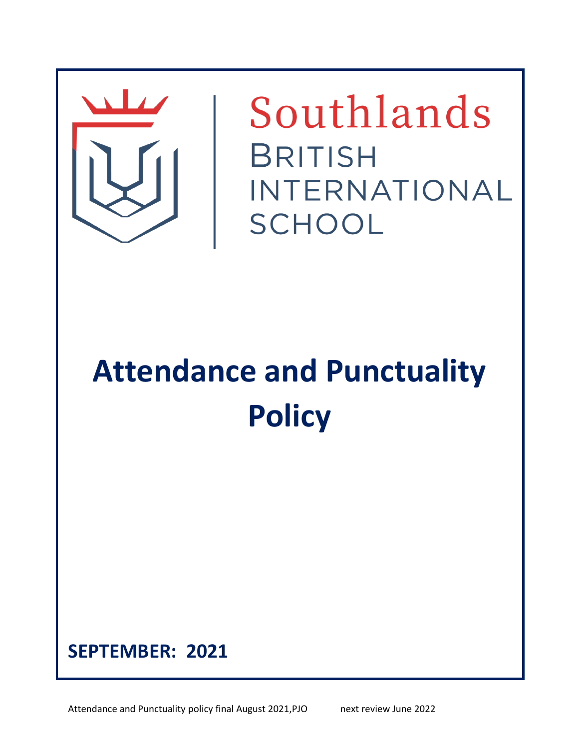Southlands

BRITISH INTERNATIONAL SCHOOL

# Attendance and Punctuality Policy

**SEPTEMBER: 2021**

Attendance and Punctuality policy final August 2021,PJO next review June 2022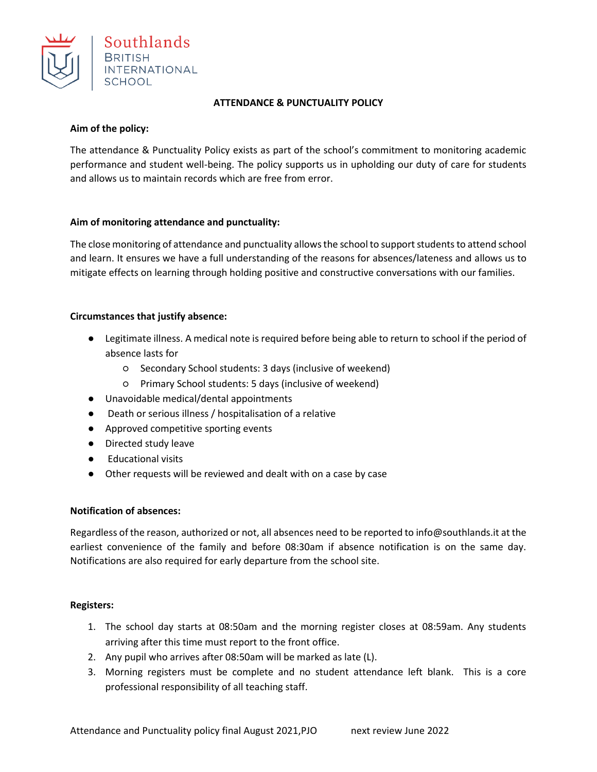# ATTENDANCE & PUNCTUALITY POLICY

**Aim of the policy:**

The attendance & Punctuality Policy exists as part of the school's commitment to monitoring academic performance and student well-being. The policy supports us in upholding our duty of care for students and allows us to maintain records which are free from error.

**Aim of monitoring attendance and punctuality:**

The close monitoring of attendance and punctuality allows the school to support students to attend school and learn. It ensures we have a full understanding of the reasons for absences/lateness and allows us to mitigate effects on learning through holding positive and constructive conversations with our families.

**Circumstances that justify absence:**

- Legitimate illness. A medical note is required before being able to return to school if the period of absence lasts for
  - Secondary School students: 3 days (inclusive of weekend)
  - Primary School students: 5 days (inclusive of weekend)
- Unavoidable medical/dental appointments
- Death or serious illness / hospitalisation of a relative
- Approved competitive sporting events
- Directed study leave
- Educational visits
- Other requests will be reviewed and dealt with on a case by case

**Notification of absences:**

Regardless of the reason, authorized or not, all absences need to be reported to info@southlands.it at the earliest convenience of the family and before 08:30am if absence notification is on the same day. Notifications are also required for early departure from the school site.

**Registers:**

1. The school day starts at 08:50am and the morning register closes at 08:59am. Any students arriving after this time must report to the front office.
2. Any pupil who arrives after 08:50am will be marked as late (L).
3. Morning registers must be complete and no student attendance left blank. This is a core professional responsibility of all teaching staff.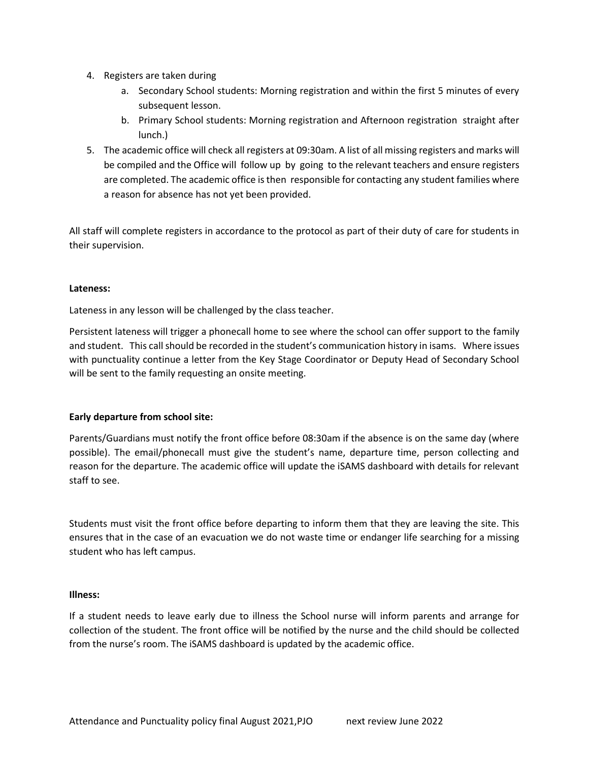4. Registers are taken during
    a. Secondary School students: Morning registration and within the first 5 minutes of every subsequent lesson.
    b. Primary School students: Morning registration and Afternoon registration straight after lunch.)
5. The academic office will check all registers at 09:30am. A list of all missing registers and marks will be compiled and the Office will follow up by going to the relevant teachers and ensure registers are completed. The academic office is then responsible for contacting any student families where a reason for absence has not yet been provided.

All staff will complete registers in accordance to the protocol as part of their duty of care for students in their supervision.

**Lateness:**

Lateness in any lesson will be challenged by the class teacher.

Persistent lateness will trigger a phonecall home to see where the school can offer support to the family and student. This call should be recorded in the student's communication history in isams. Where issues with punctuality continue a letter from the Key Stage Coordinator or Deputy Head of Secondary School will be sent to the family requesting an onsite meeting.

**Early departure from school site:**

Parents/Guardians must notify the front office before 08:30am if the absence is on the same day (where possible). The email/phonecall must give the student's name, departure time, person collecting and reason for the departure. The academic office will update the iSAMS dashboard with details for relevant staff to see.

Students must visit the front office before departing to inform them that they are leaving the site. This ensures that in the case of an evacuation we do not waste time or endanger life searching for a missing student who has left campus.

**Illness:**

If a student needs to leave early due to illness the School nurse will inform parents and arrange for collection of the student. The front office will be notified by the nurse and the child should be collected from the nurse's room. The iSAMS dashboard is updated by the academic office.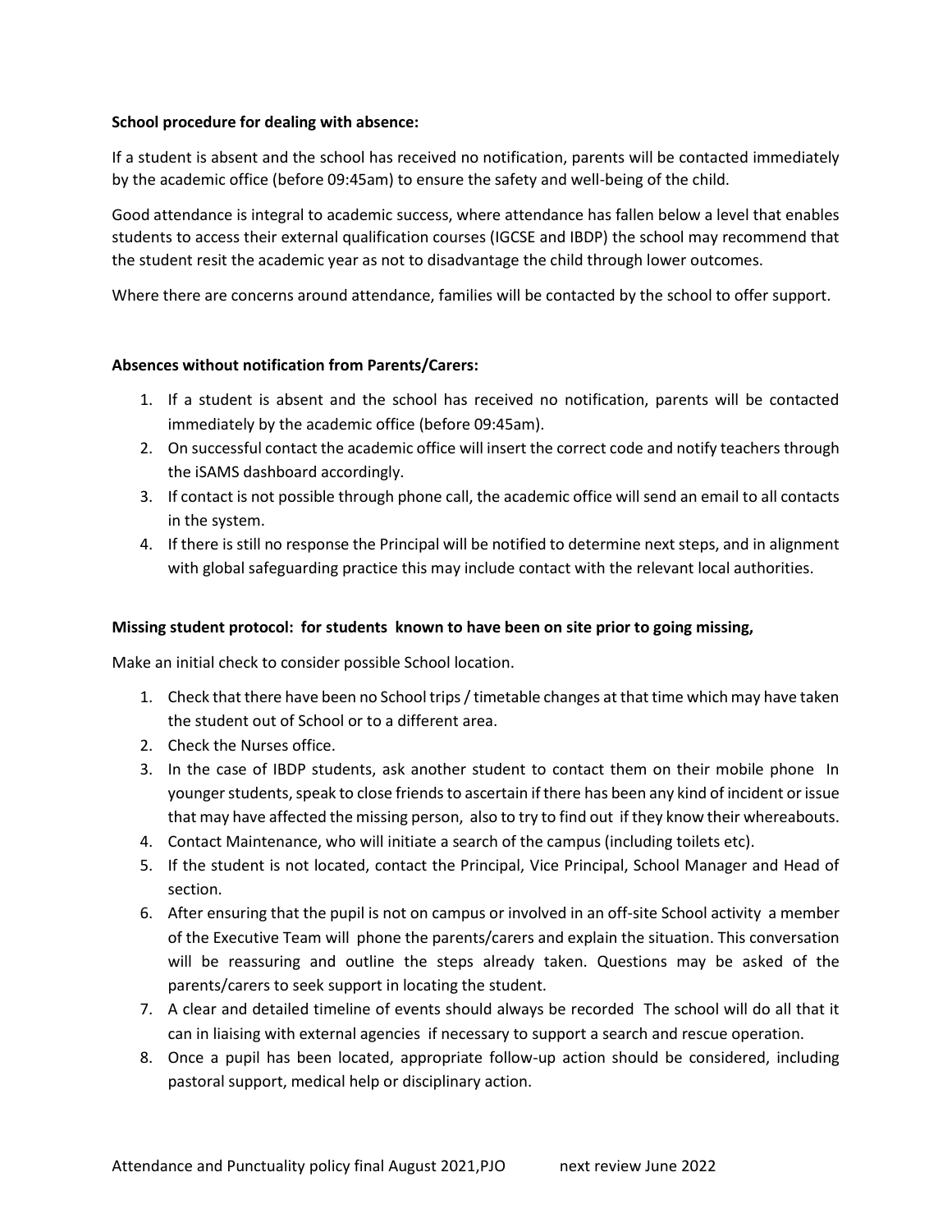**School procedure for dealing with absence:**

If a student is absent and the school has received no notification, parents will be contacted immediately by the academic office (before 09:45am) to ensure the safety and well-being of the child.

Good attendance is integral to academic success, where attendance has fallen below a level that enables students to access their external qualification courses (IGCSE and IBDP) the school may recommend that the student resit the academic year as not to disadvantage the child through lower outcomes.

Where there are concerns around attendance, families will be contacted by the school to offer support.

**Absences without notification from Parents/Carers:**

1. If a student is absent and the school has received no notification, parents will be contacted immediately by the academic office (before 09:45am).
2. On successful contact the academic office will insert the correct code and notify teachers through the iSAMS dashboard accordingly.
3. If contact is not possible through phone call, the academic office will send an email to all contacts in the system.
4. If there is still no response the Principal will be notified to determine next steps, and in alignment with global safeguarding practice this may include contact with the relevant local authorities.

**Missing student protocol: for students known to have been on site prior to going missing,**

Make an initial check to consider possible School location.

1. Check that there have been no School trips / timetable changes at that time which may have taken the student out of School or to a different area.
2. Check the Nurses office.
3. In the case of IBDP students, ask another student to contact them on their mobile phone In younger students, speak to close friends to ascertain if there has been any kind of incident or issue that may have affected the missing person, also to try to find out if they know their whereabouts.
4. Contact Maintenance, who will initiate a search of the campus (including toilets etc).
5. If the student is not located, contact the Principal, Vice Principal, School Manager and Head of section.
6. After ensuring that the pupil is not on campus or involved in an off-site School activity a member of the Executive Team will phone the parents/carers and explain the situation. This conversation will be reassuring and outline the steps already taken. Questions may be asked of the parents/carers to seek support in locating the student.
7. A clear and detailed timeline of events should always be recorded The school will do all that it can in liaising with external agencies if necessary to support a search and rescue operation.
8. Once a pupil has been located, appropriate follow-up action should be considered, including pastoral support, medical help or disciplinary action.